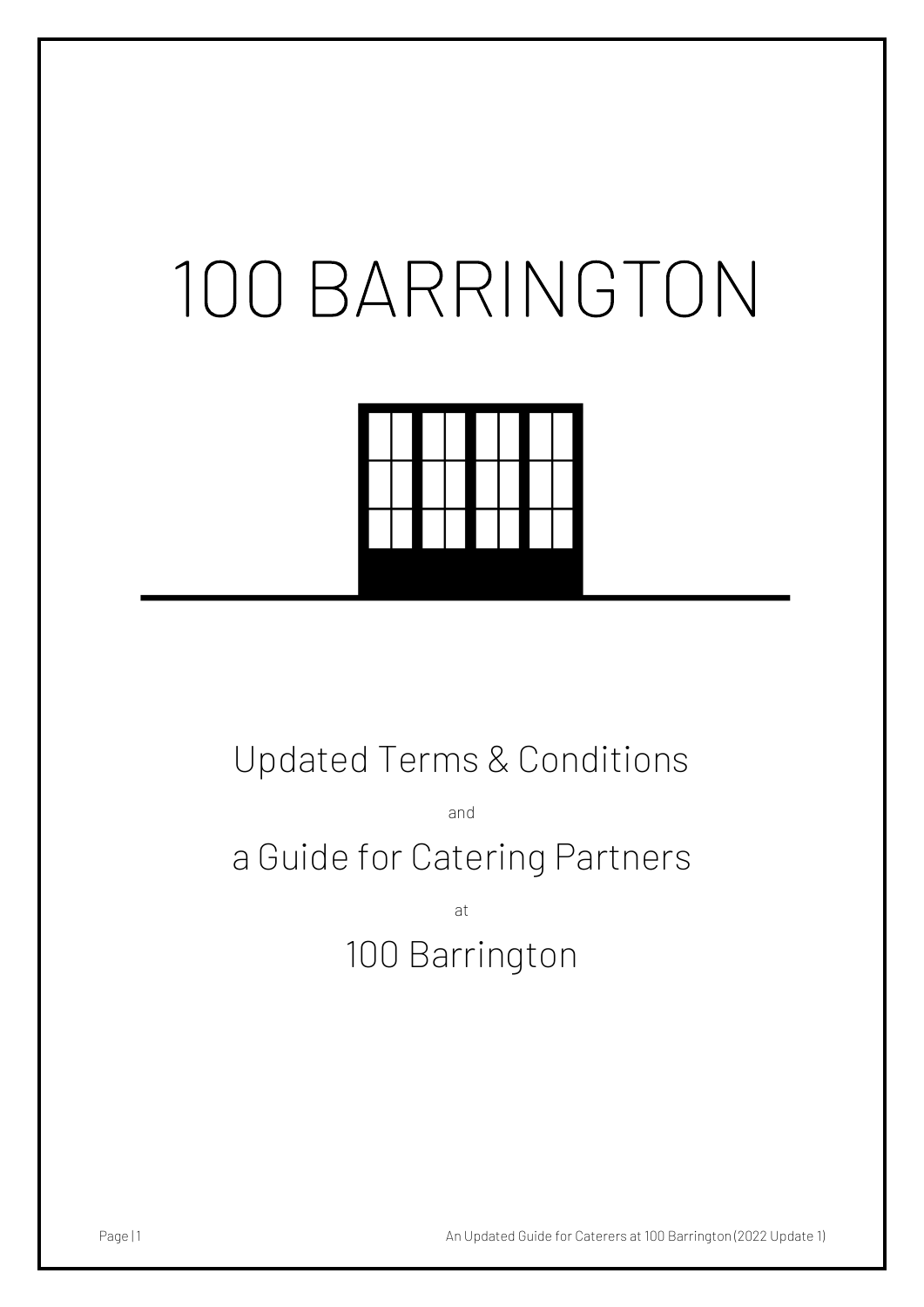# 100 BARRINGTON

## Updated Terms & Conditions

and

## a Guide for Catering Partners

at

## 100 Barrington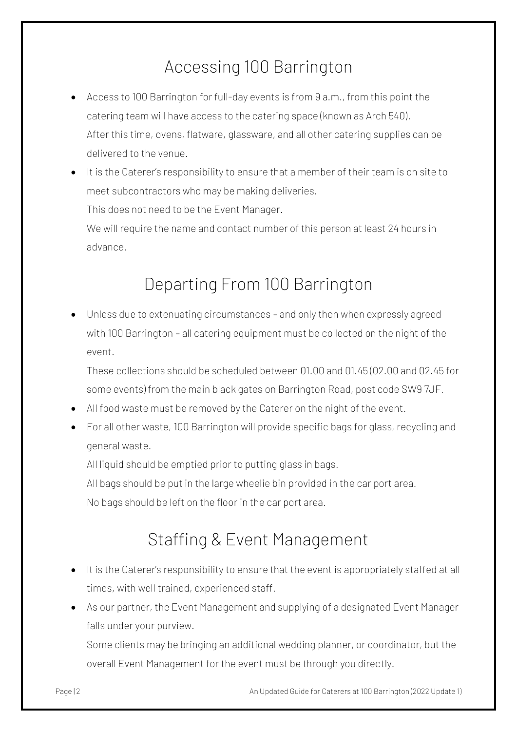## Accessing 100 Barrington

- Access to 100 Barrington for full-day events is from 9 a.m., from this point the catering team will have access to the catering space (known as Arch 540).
  After this time, ovens, flatware, glassware, and all other catering supplies can be delivered to the venue.
- It is the Caterer's responsibility to ensure that a member of their team is on site to meet subcontractors who may be making deliveries.
  This does not need to be the Event Manager.
  We will require the name and contact number of this person at least 24 hours in advance.

## Departing From 100 Barrington

- Unless due to extenuating circumstances – and only then when expressly agreed with 100 Barrington – all catering equipment must be collected on the night of the event.
  These collections should be scheduled between 01.00 and 01.45 (02.00 and 02.45 for some events) from the main black gates on Barrington Road, post code SW9 7JF.
- All food waste must be removed by the Caterer on the night of the event.
- For all other waste, 100 Barrington will provide specific bags for glass, recycling and general waste.
  All liquid should be emptied prior to putting glass in bags.
  All bags should be put in the large wheelie bin provided in the car port area.
  No bags should be left on the floor in the car port area.

## Staffing & Event Management

- It is the Caterer's responsibility to ensure that the event is appropriately staffed at all times, with well trained, experienced staff.
- As our partner, the Event Management and supplying of a designated Event Manager falls under your purview.
  Some clients may be bringing an additional wedding planner, or coordinator, but the overall Event Management for the event must be through you directly.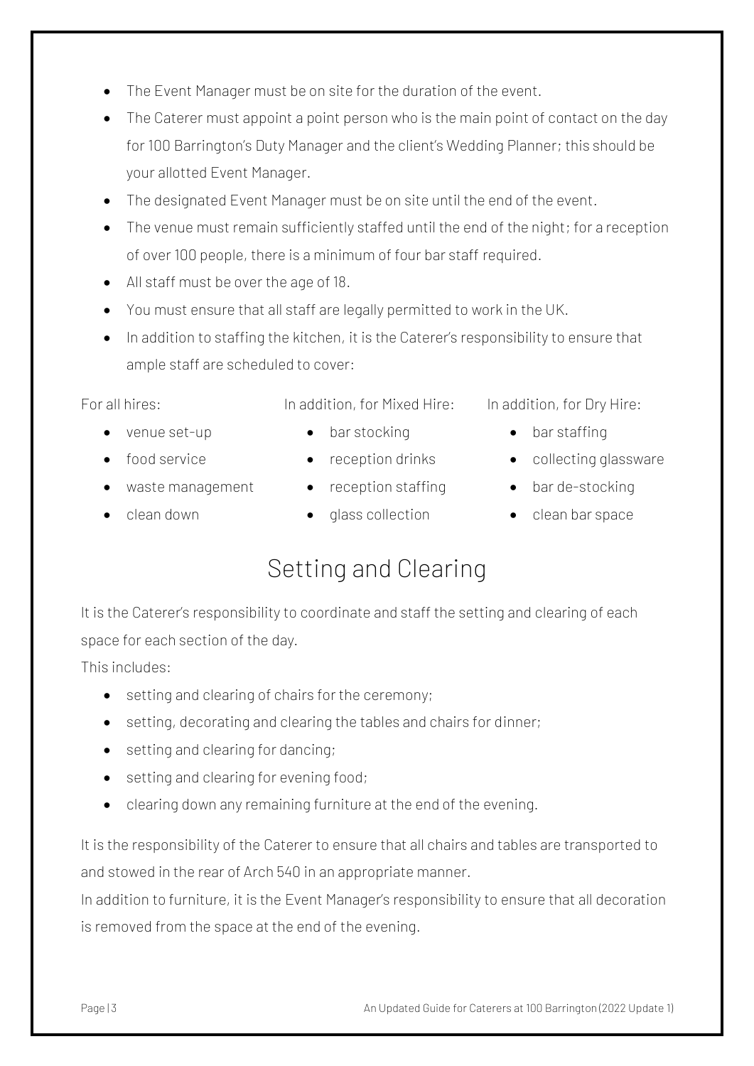- The Event Manager must be on site for the duration of the event.
- The Caterer must appoint a point person who is the main point of contact on the day for 100 Barrington's Duty Manager and the client's Wedding Planner; this should be your allotted Event Manager.
- The designated Event Manager must be on site until the end of the event.
- The venue must remain sufficiently staffed until the end of the night; for a reception of over 100 people, there is a minimum of four bar staff required.
- All staff must be over the age of 18.
- You must ensure that all staff are legally permitted to work in the UK.
- In addition to staffing the kitchen, it is the Caterer's responsibility to ensure that ample staff are scheduled to cover:

For all hires:

- venue set-up
- food service
- waste management
- clean down

In addition, for Mixed Hire:

- bar stocking
- reception drinks
- reception staffing
- glass collection

In addition, for Dry Hire:

- bar staffing
- collecting glassware
- bar de-stocking
- clean bar space

# Setting and Clearing

It is the Caterer's responsibility to coordinate and staff the setting and clearing of each space for each section of the day.

This includes:

- setting and clearing of chairs for the ceremony;
- setting, decorating and clearing the tables and chairs for dinner;
- setting and clearing for dancing;
- setting and clearing for evening food;
- clearing down any remaining furniture at the end of the evening.

It is the responsibility of the Caterer to ensure that all chairs and tables are transported to and stowed in the rear of Arch 540 in an appropriate manner.

In addition to furniture, it is the Event Manager's responsibility to ensure that all decoration is removed from the space at the end of the evening.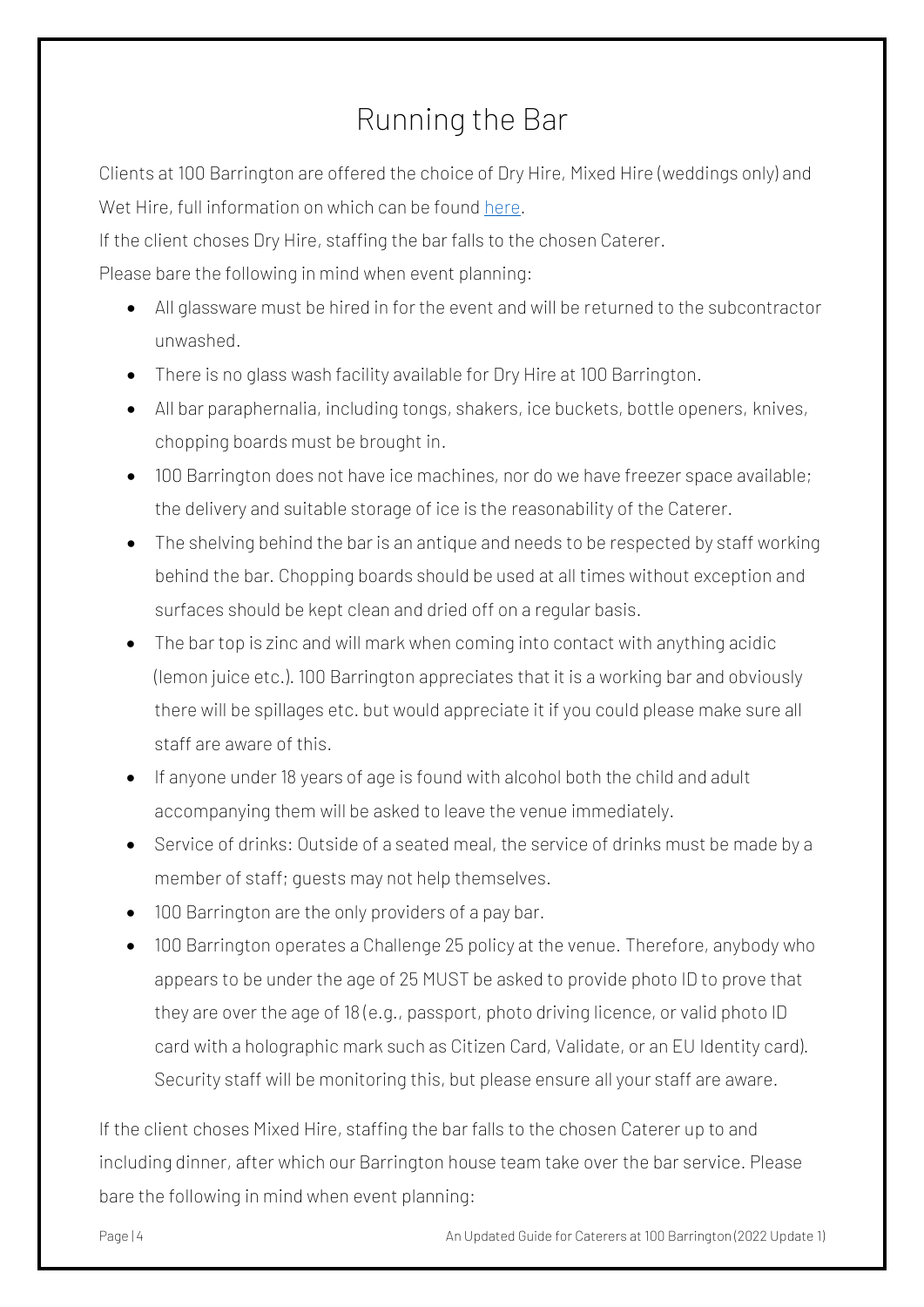# Running the Bar

Clients at 100 Barrington are offered the choice of Dry Hire, Mixed Hire (weddings only) and Wet Hire, full information on which can be found [here](here).

If the client choses Dry Hire, staffing the bar falls to the chosen Caterer.

Please bare the following in mind when event planning:

- All glassware must be hired in for the event and will be returned to the subcontractor unwashed.
- There is no glass wash facility available for Dry Hire at 100 Barrington.
- All bar paraphernalia, including tongs, shakers, ice buckets, bottle openers, knives, chopping boards must be brought in.
- 100 Barrington does not have ice machines, nor do we have freezer space available; the delivery and suitable storage of ice is the reasonability of the Caterer.
- The shelving behind the bar is an antique and needs to be respected by staff working behind the bar. Chopping boards should be used at all times without exception and surfaces should be kept clean and dried off on a regular basis.
- The bar top is zinc and will mark when coming into contact with anything acidic (lemon juice etc.). 100 Barrington appreciates that it is a working bar and obviously there will be spillages etc. but would appreciate it if you could please make sure all staff are aware of this.
- If anyone under 18 years of age is found with alcohol both the child and adult accompanying them will be asked to leave the venue immediately.
- Service of drinks: Outside of a seated meal, the service of drinks must be made by a member of staff; guests may not help themselves.
- 100 Barrington are the only providers of a pay bar.
- 100 Barrington operates a Challenge 25 policy at the venue. Therefore, anybody who appears to be under the age of 25 MUST be asked to provide photo ID to prove that they are over the age of 18 (e.g., passport, photo driving licence, or valid photo ID card with a holographic mark such as Citizen Card, Validate, or an EU Identity card). Security staff will be monitoring this, but please ensure all your staff are aware.

If the client choses Mixed Hire, staffing the bar falls to the chosen Caterer up to and including dinner, after which our Barrington house team take over the bar service. Please bare the following in mind when event planning: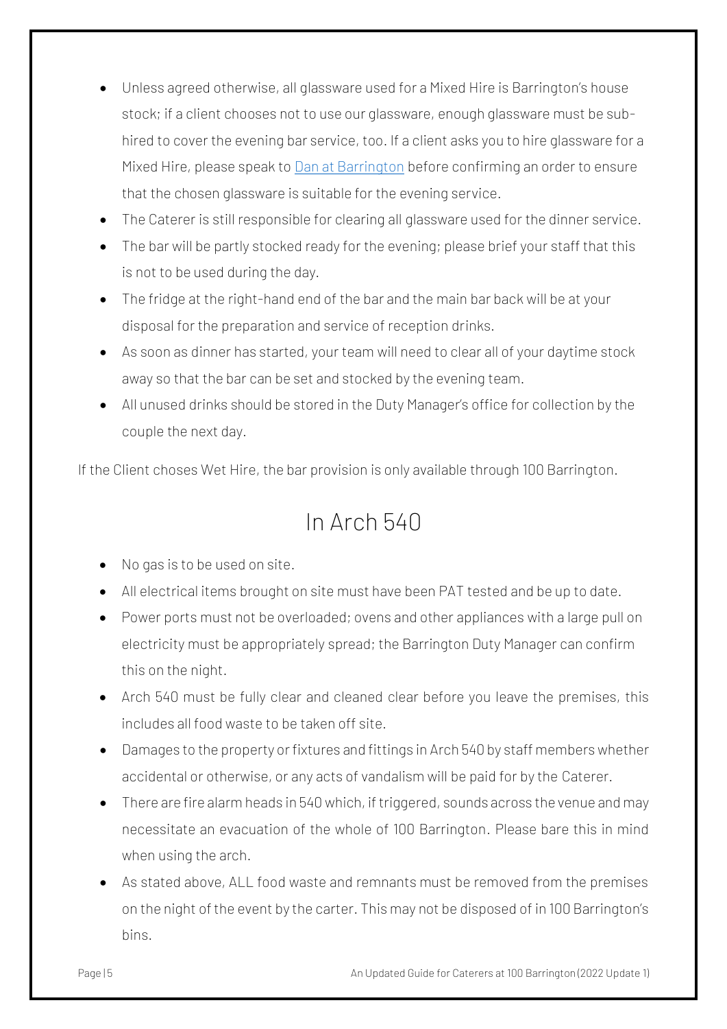- Unless agreed otherwise, all glassware used for a Mixed Hire is Barrington's house stock; if a client chooses not to use our glassware, enough glassware must be sub-hired to cover the evening bar service, too. If a client asks you to hire glassware for a Mixed Hire, please speak to Dan at Barrington before confirming an order to ensure that the chosen glassware is suitable for the evening service.
- The Caterer is still responsible for clearing all glassware used for the dinner service.
- The bar will be partly stocked ready for the evening; please brief your staff that this is not to be used during the day.
- The fridge at the right-hand end of the bar and the main bar back will be at your disposal for the preparation and service of reception drinks.
- As soon as dinner has started, your team will need to clear all of your daytime stock away so that the bar can be set and stocked by the evening team.
- All unused drinks should be stored in the Duty Manager's office for collection by the couple the next day.

If the Client choses Wet Hire, the bar provision is only available through 100 Barrington.

## In Arch 540

- No gas is to be used on site.
- All electrical items brought on site must have been PAT tested and be up to date.
- Power ports must not be overloaded; ovens and other appliances with a large pull on electricity must be appropriately spread; the Barrington Duty Manager can confirm this on the night.
- Arch 540 must be fully clear and cleaned clear before you leave the premises, this includes all food waste to be taken off site.
- Damages to the property or fixtures and fittings in Arch 540 by staff members whether accidental or otherwise, or any acts of vandalism will be paid for by the Caterer.
- There are fire alarm heads in 540 which, if triggered, sounds across the venue and may necessitate an evacuation of the whole of 100 Barrington. Please bare this in mind when using the arch.
- As stated above, ALL food waste and remnants must be removed from the premises on the night of the event by the carter. This may not be disposed of in 100 Barrington's bins.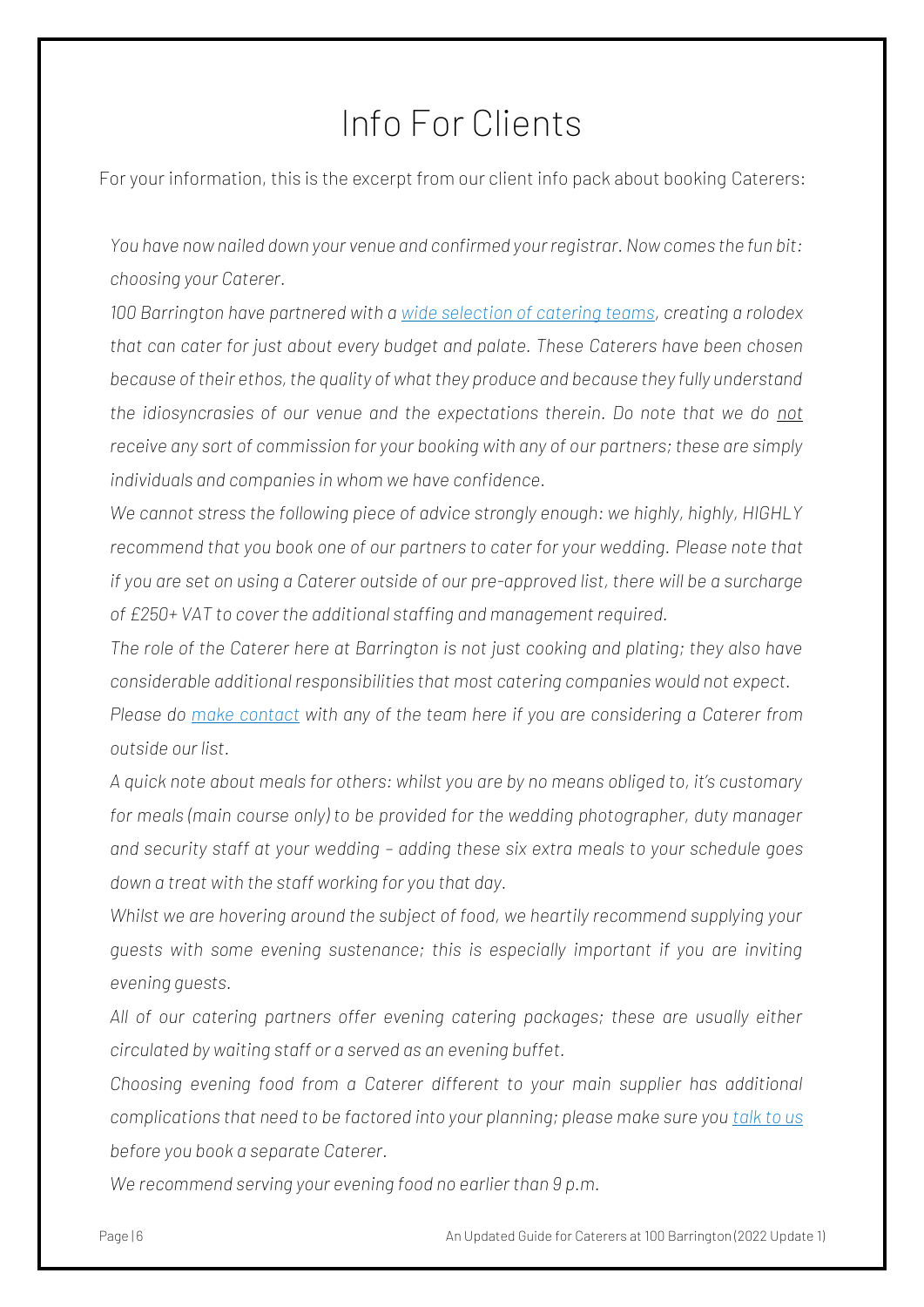# Info For Clients

For your information, this is the excerpt from our client info pack about booking Caterers:

*You have now nailed down your venue and confirmed your registrar. Now comes the fun bit: choosing your Caterer.*

*100 Barrington have partnered with a wide selection of catering teams, creating a rolodex that can cater for just about every budget and palate. These Caterers have been chosen because of their ethos, the quality of what they produce and because they fully understand the idiosyncrasies of our venue and the expectations therein. Do note that we do not receive any sort of commission for your booking with any of our partners; these are simply individuals and companies in whom we have confidence.*

*We cannot stress the following piece of advice strongly enough: we highly, highly, HIGHLY recommend that you book one of our partners to cater for your wedding. Please note that if you are set on using a Caterer outside of our pre-approved list, there will be a surcharge of £250+ VAT to cover the additional staffing and management required.*

*The role of the Caterer here at Barrington is not just cooking and plating; they also have considerable additional responsibilities that most catering companies would not expect.*

*Please do make contact with any of the team here if you are considering a Caterer from outside our list.*

*A quick note about meals for others: whilst you are by no means obliged to, it's customary for meals (main course only) to be provided for the wedding photographer, duty manager and security staff at your wedding – adding these six extra meals to your schedule goes down a treat with the staff working for you that day.*

*Whilst we are hovering around the subject of food, we heartily recommend supplying your guests with some evening sustenance; this is especially important if you are inviting evening guests.*

*All of our catering partners offer evening catering packages; these are usually either circulated by waiting staff or a served as an evening buffet.*

*Choosing evening food from a Caterer different to your main supplier has additional complications that need to be factored into your planning; please make sure you talk to us before you book a separate Caterer.*

*We recommend serving your evening food no earlier than 9 p.m.*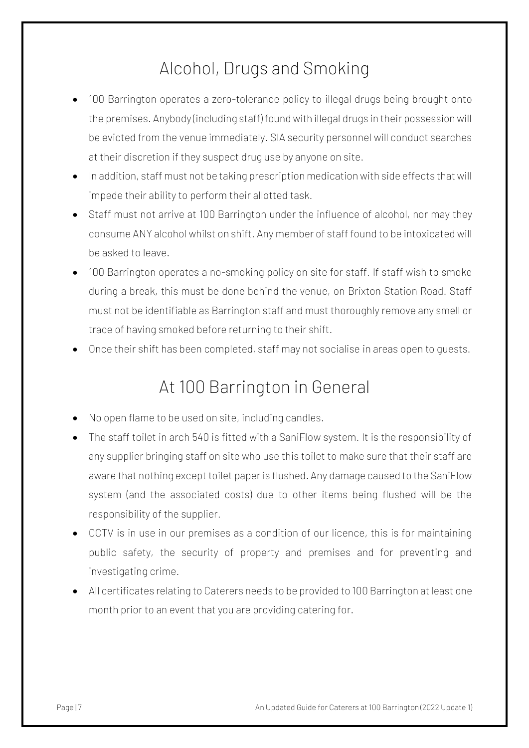## Alcohol, Drugs and Smoking

- 100 Barrington operates a zero-tolerance policy to illegal drugs being brought onto the premises. Anybody (including staff) found with illegal drugs in their possession will be evicted from the venue immediately. SIA security personnel will conduct searches at their discretion if they suspect drug use by anyone on site.
- In addition, staff must not be taking prescription medication with side effects that will impede their ability to perform their allotted task.
- Staff must not arrive at 100 Barrington under the influence of alcohol, nor may they consume ANY alcohol whilst on shift. Any member of staff found to be intoxicated will be asked to leave.
- 100 Barrington operates a no-smoking policy on site for staff. If staff wish to smoke during a break, this must be done behind the venue, on Brixton Station Road. Staff must not be identifiable as Barrington staff and must thoroughly remove any smell or trace of having smoked before returning to their shift.
- Once their shift has been completed, staff may not socialise in areas open to guests.

## At 100 Barrington in General

- No open flame to be used on site, including candles.
- The staff toilet in arch 540 is fitted with a SaniFlow system. It is the responsibility of any supplier bringing staff on site who use this toilet to make sure that their staff are aware that nothing except toilet paper is flushed. Any damage caused to the SaniFlow system (and the associated costs) due to other items being flushed will be the responsibility of the supplier.
- CCTV is in use in our premises as a condition of our licence, this is for maintaining public safety, the security of property and premises and for preventing and investigating crime.
- All certificates relating to Caterers needs to be provided to 100 Barrington at least one month prior to an event that you are providing catering for.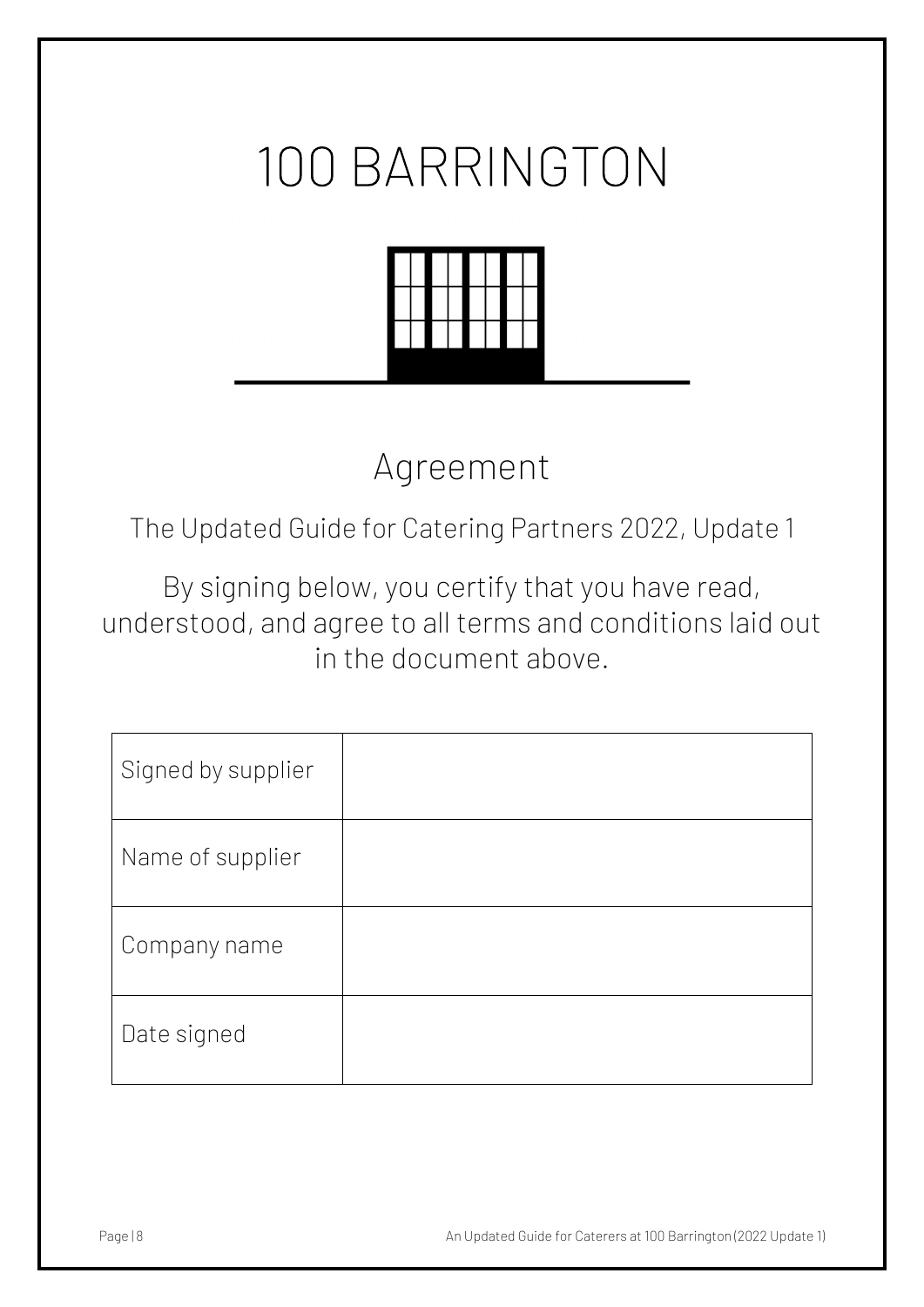# 100 BARRINGTON

## Agreement

The Updated Guide for Catering Partners 2022, Update 1

By signing below, you certify that you have read, understood, and agree to all terms and conditions laid out in the document above.

| | |
|---|---|
| Signed by supplier | |
| Name of supplier | |
| Company name | |
| Date signed | |